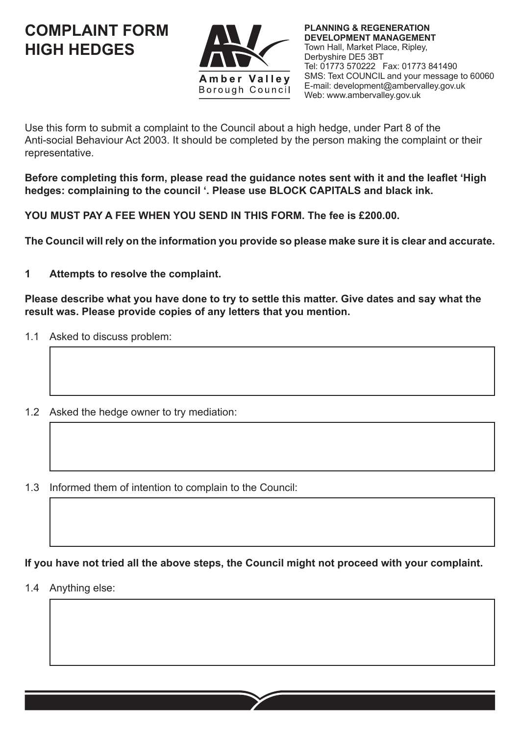# COMPLAINT FORM HIGH HEDGES

Amber Valley Borough Council

**PLANNING & REGENERATION DEVELOPMENT MANAGEMENT**
Town Hall, Market Place, Ripley,
Derbyshire DE5 3BT
Tel: 01773 570222 Fax: 01773 841490
SMS: Text COUNCIL and your message to 60060
E-mail: development@ambervalley.gov.uk
Web: www.ambervalley.gov.uk

Use this form to submit a complaint to the Council about a high hedge, under Part 8 of the Anti-social Behaviour Act 2003. It should be completed by the person making the complaint or their representative.

**Before completing this form, please read the guidance notes sent with it and the leaflet 'High hedges: complaining to the council '. Please use BLOCK CAPITALS and black ink.**

**YOU MUST PAY A FEE WHEN YOU SEND IN THIS FORM. The fee is £200.00.**

**The Council will rely on the information you provide so please make sure it is clear and accurate.**

## 1 Attempts to resolve the complaint.

**Please describe what you have done to try to settle this matter. Give dates and say what the result was. Please provide copies of any letters that you mention.**

1.1 Asked to discuss problem:

1.2 Asked the hedge owner to try mediation:

1.3 Informed them of intention to complain to the Council:

**If you have not tried all the above steps, the Council might not proceed with your complaint.**

1.4 Anything else: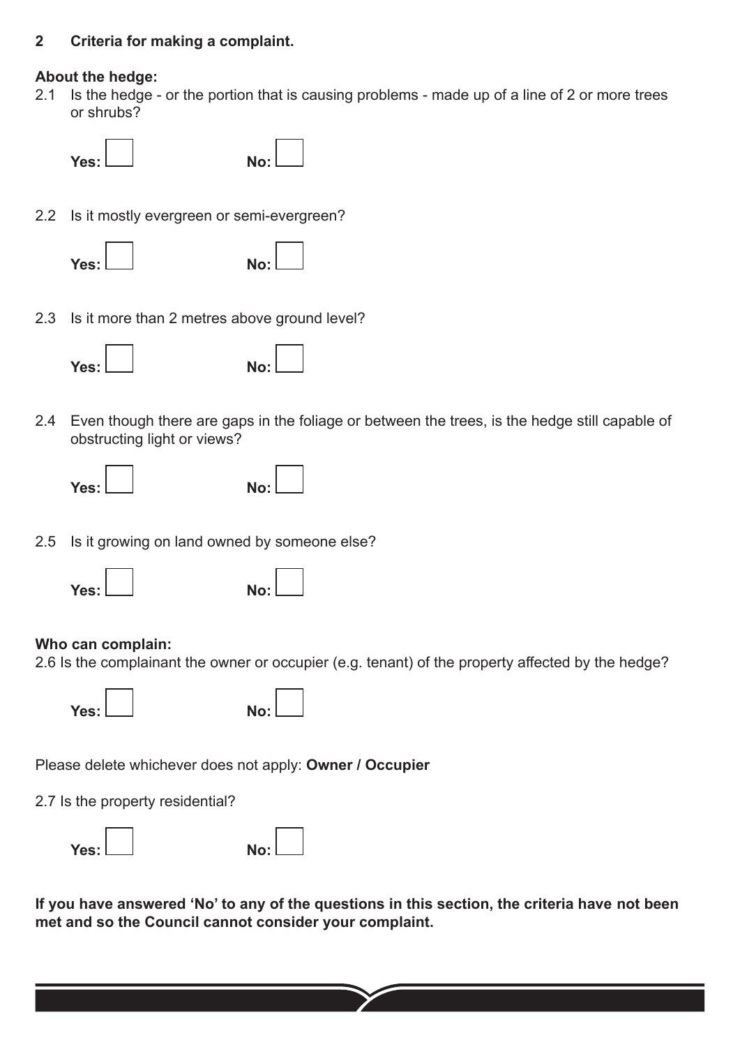## 2 Criteria for making a complaint.

**About the hedge:**

2.1 Is the hedge - or the portion that is causing problems - made up of a line of 2 or more trees or shrubs?

**Yes:** ☐ **No:** ☐

2.2 Is it mostly evergreen or semi-evergreen?

**Yes:** ☐ **No:** ☐

2.3 Is it more than 2 metres above ground level?

**Yes:** ☐ **No:** ☐

2.4 Even though there are gaps in the foliage or between the trees, is the hedge still capable of obstructing light or views?

**Yes:** ☐ **No:** ☐

2.5 Is it growing on land owned by someone else?

**Yes:** ☐ **No:** ☐

**Who can complain:**

2.6 Is the complainant the owner or occupier (e.g. tenant) of the property affected by the hedge?

**Yes:** ☐ **No:** ☐

Please delete whichever does not apply: **Owner / Occupier**

2.7 Is the property residential?

**Yes:** ☐ **No:** ☐

**If you have answered 'No' to any of the questions in this section, the criteria have not been met and so the Council cannot consider your complaint.**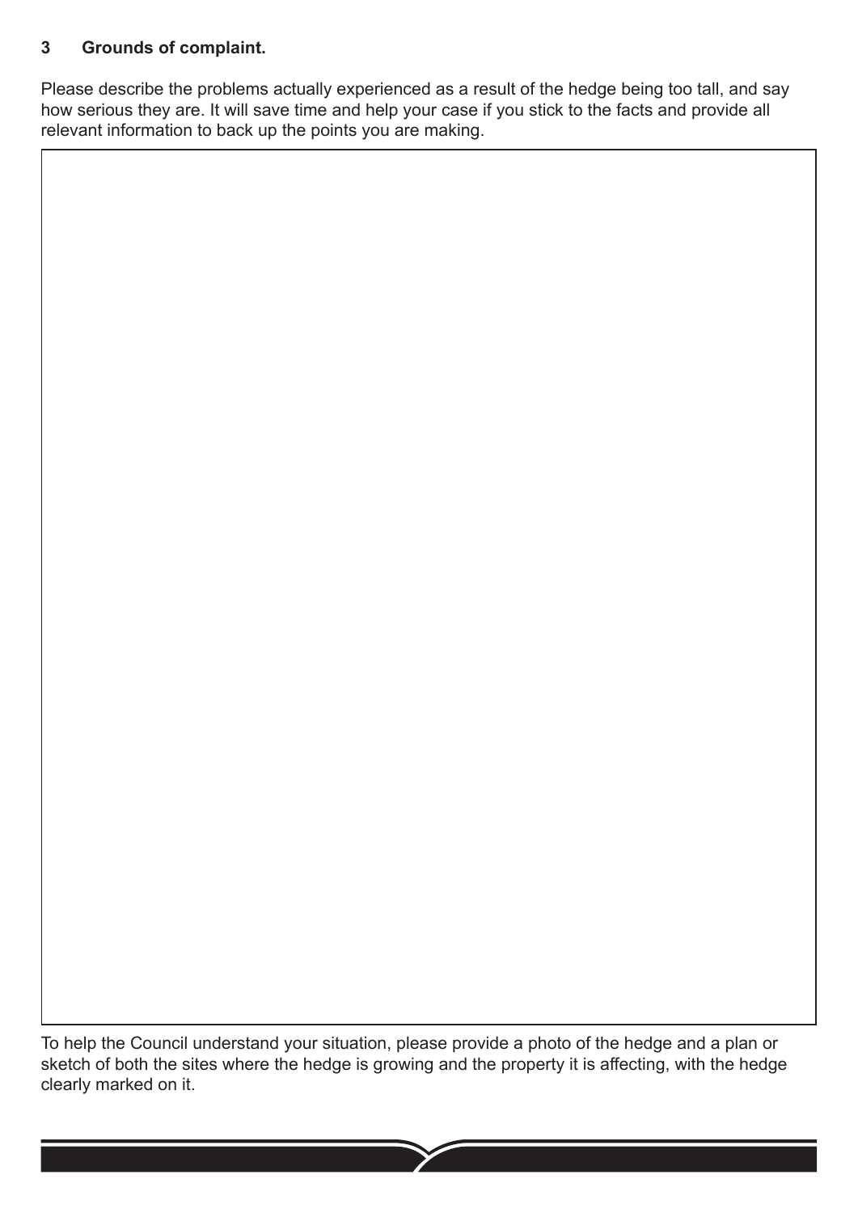## 3 Grounds of complaint.

Please describe the problems actually experienced as a result of the hedge being too tall, and say how serious they are. It will save time and help your case if you stick to the facts and provide all relevant information to back up the points you are making.

To help the Council understand your situation, please provide a photo of the hedge and a plan or sketch of both the sites where the hedge is growing and the property it is affecting, with the hedge clearly marked on it.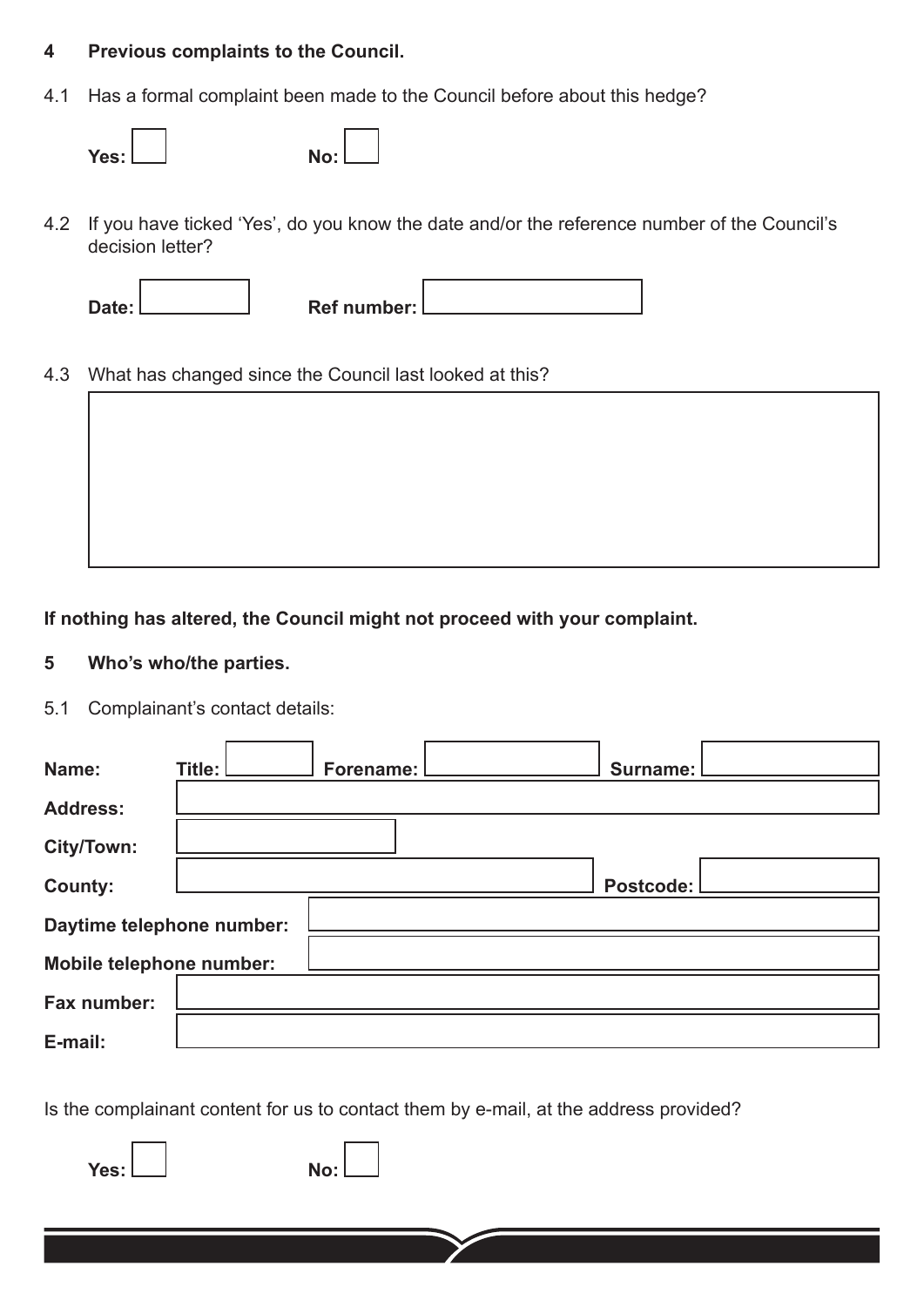## 4 Previous complaints to the Council.

4.1 Has a formal complaint been made to the Council before about this hedge?

Yes: ☐ No: ☐

4.2 If you have ticked 'Yes', do you know the date and/or the reference number of the Council's decision letter?

Date: ____________ Ref number: ____________

4.3 What has changed since the Council last looked at this?

______________________________________________

**If nothing has altered, the Council might not proceed with your complaint.**

## 5 Who's who/the parties.

5.1 Complainant's contact details:

**Name:** **Title:** ________ **Forename:** ________ **Surname:** ________

**Address:** ______________________________________________

**City/Town:** ____________

**County:** ____________ **Postcode:** ____________

**Daytime telephone number:** ____________

**Mobile telephone number:** ____________

**Fax number:** ____________

**E-mail:** ____________

Is the complainant content for us to contact them by e-mail, at the address provided?

Yes: ☐ No: ☐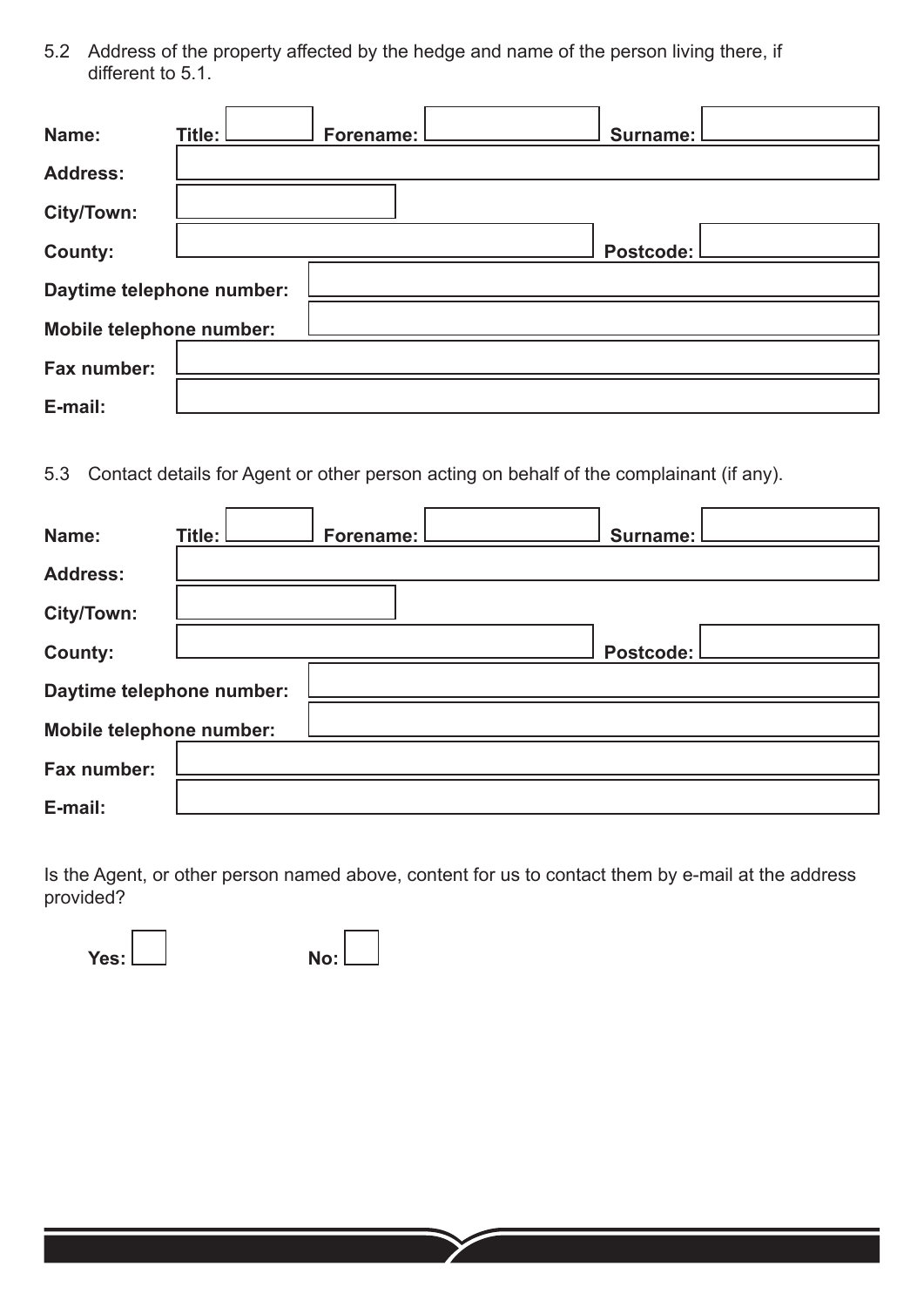5.2 Address of the property affected by the hedge and name of the person living there, if different to 5.1.

**Name:** **Title:** ______ **Forename:** ______ **Surname:** ______

**Address:** ______

**City/Town:** ______

**County:** ______ **Postcode:** ______

**Daytime telephone number:** ______

**Mobile telephone number:** ______

**Fax number:** ______

**E-mail:** ______

5.3 Contact details for Agent or other person acting on behalf of the complainant (if any).

**Name:** **Title:** ______ **Forename:** ______ **Surname:** ______

**Address:** ______

**City/Town:** ______

**County:** ______ **Postcode:** ______

**Daytime telephone number:** ______

**Mobile telephone number:** ______

**Fax number:** ______

**E-mail:** ______

Is the Agent, or other person named above, content for us to contact them by e-mail at the address provided?

**Yes:** ☐ **No:** ☐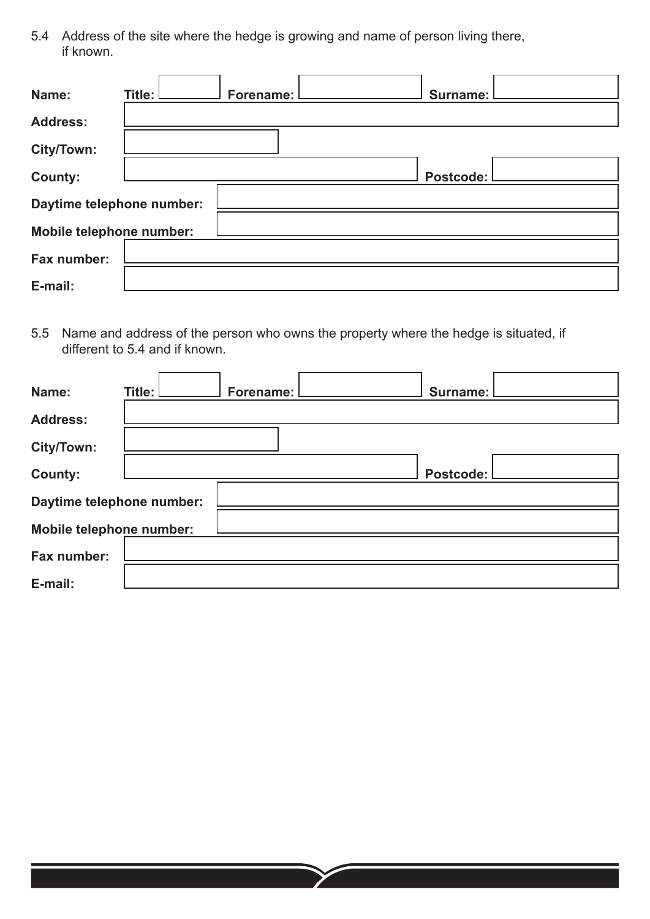5.4 Address of the site where the hedge is growing and name of person living there, if known.

**Name:** **Title:** ________ **Forename:** ________ **Surname:** ________

**Address:** ________

**City/Town:** ________

**County:** ________ **Postcode:** ________

**Daytime telephone number:** ________

**Mobile telephone number:** ________

**Fax number:** ________

**E-mail:** ________

5.5 Name and address of the person who owns the property where the hedge is situated, if different to 5.4 and if known.

**Name:** **Title:** ________ **Forename:** ________ **Surname:** ________

**Address:** ________

**City/Town:** ________

**County:** ________ **Postcode:** ________

**Daytime telephone number:** ________

**Mobile telephone number:** ________

**Fax number:** ________

**E-mail:** ________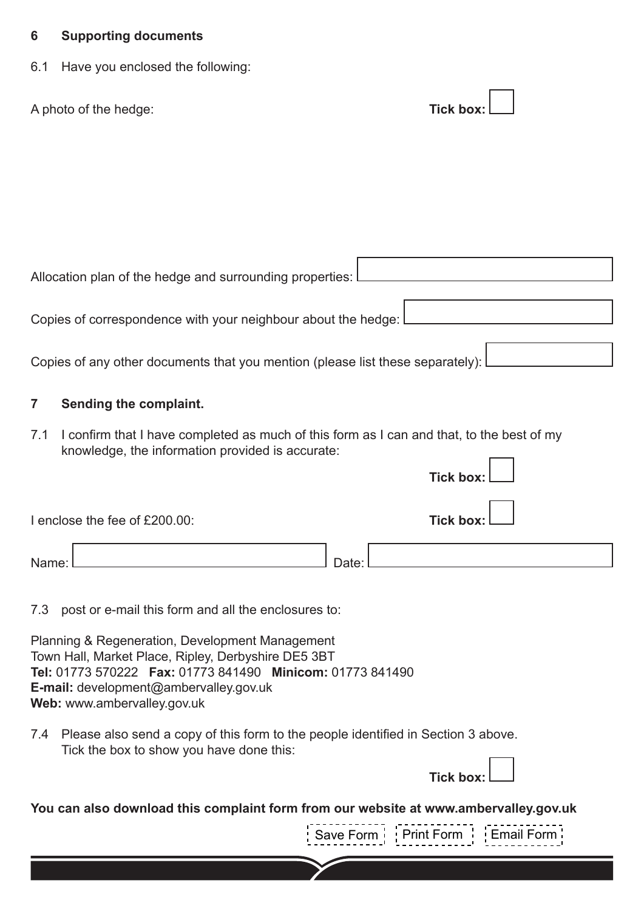## 6 Supporting documents

6.1 Have you enclosed the following:

A photo of the hedge: **Tick box:** ☐

Allocation plan of the hedge and surrounding properties:

Copies of correspondence with your neighbour about the hedge:

Copies of any other documents that you mention (please list these separately):

## 7 Sending the complaint.

7.1 I confirm that I have completed as much of this form as I can and that, to the best of my knowledge, the information provided is accurate:

**Tick box:** ☐

I enclose the fee of £200.00: **Tick box:** ☐

Name: Date:

7.3 post or e-mail this form and all the enclosures to:

Planning & Regeneration, Development Management
Town Hall, Market Place, Ripley, Derbyshire DE5 3BT
**Tel:** 01773 570222 **Fax:** 01773 841490 **Minicom:** 01773 841490
**E-mail:** development@ambervalley.gov.uk
**Web:** www.ambervalley.gov.uk

7.4 Please also send a copy of this form to the people identified in Section 3 above. Tick the box to show you have done this:

**Tick box:** ☐

**You can also download this complaint form from our website at www.ambervalley.gov.uk**

Save Form | Print Form | Email Form